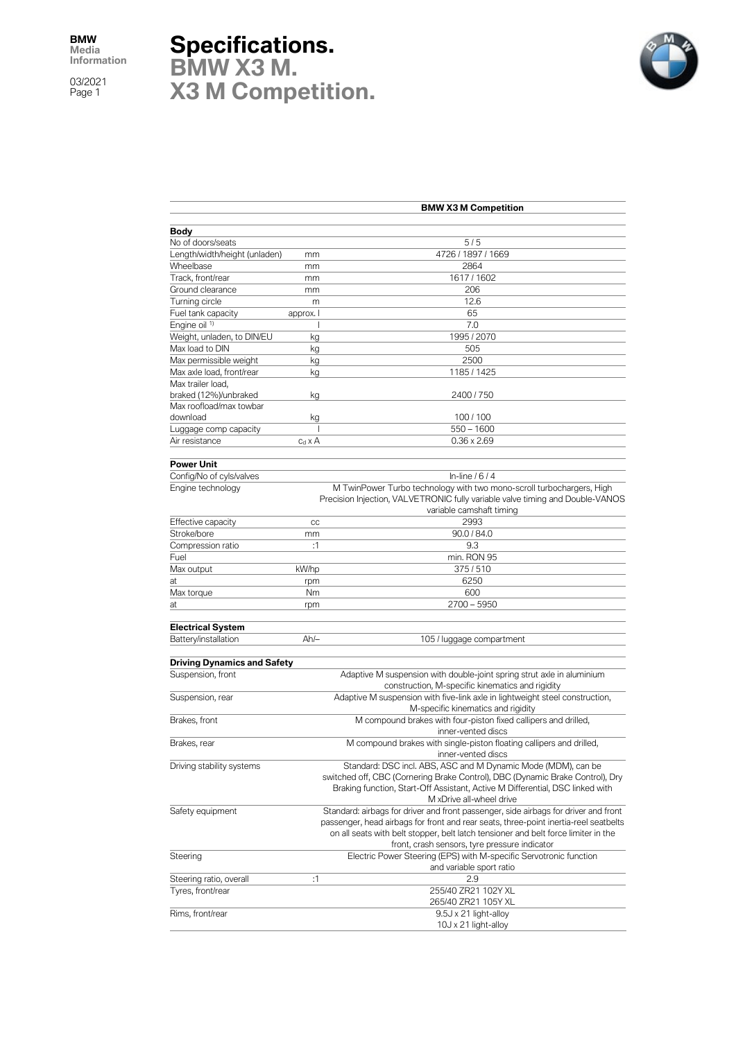# Specifications.
## BMW X3 M.
## X3 M Competition.

| | | BMW X3 M Competition |
|---|---|---|
| **Body** | | |
| No of doors/seats | | 5 / 5 |
| Length/width/height (unladen) | mm | 4726 / 1897 / 1669 |
| Wheelbase | mm | 2864 |
| Track, front/rear | mm | 1617 / 1602 |
| Ground clearance | mm | 206 |
| Turning circle | m | 12.6 |
| Fuel tank capacity | approx. l | 65 |
| Engine oil [1] | l | 7.0 |
| Weight, unladen, to DIN/EU | kg | 1995 / 2070 |
| Max load to DIN | kg | 505 |
| Max permissible weight | kg | 2500 |
| Max axle load, front/rear | kg | 1185 / 1425 |
| Max trailer load, braked (12%)/unbraked | kg | 2400 / 750 |
| Max roofload/max towbar download | kg | 100 / 100 |
| Luggage comp capacity | l | 550 – 1600 |
| Air resistance | $c_d$ x A | 0.36 x 2.69 |
| **Power Unit** | | |
| Config/No of cyls/valves | | In-line / 6 / 4 |
| Engine technology | | M TwinPower Turbo technology with two mono-scroll turbochargers, High Precision Injection, VALVETRONIC fully variable valve timing and Double-VANOS variable camshaft timing |
| Effective capacity | cc | 2993 |
| Stroke/bore | mm | 90.0 / 84.0 |
| Compression ratio | :1 | 9.3 |
| Fuel | | min. RON 95 |
| Max output | kW/hp | 375 / 510 |
| at | rpm | 6250 |
| Max torque | Nm | 600 |
| at | rpm | 2700 – 5950 |
| **Electrical System** | | |
| Battery/installation | Ah/– | 105 / luggage compartment |
| **Driving Dynamics and Safety** | | |
| Suspension, front | | Adaptive M suspension with double-joint spring strut axle in aluminium construction, M-specific kinematics and rigidity |
| Suspension, rear | | Adaptive M suspension with five-link axle in lightweight steel construction, M-specific kinematics and rigidity |
| Brakes, front | | M compound brakes with four-piston fixed callipers and drilled, inner-vented discs |
| Brakes, rear | | M compound brakes with single-piston floating callipers and drilled, inner-vented discs |
| Driving stability systems | | Standard: DSC incl. ABS, ASC and M Dynamic Mode (MDM), can be switched off, CBC (Cornering Brake Control), DBC (Dynamic Brake Control), Dry Braking function, Start-Off Assistant, Active M Differential, DSC linked with M xDrive all-wheel drive |
| Safety equipment | | Standard: airbags for driver and front passenger, side airbags for driver and front passenger, head airbags for front and rear seats, three-point inertia-reel seatbelts on all seats with belt stopper, belt latch tensioner and belt force limiter in the front, crash sensors, tyre pressure indicator |
| Steering | | Electric Power Steering (EPS) with M-specific Servotronic function and variable sport ratio |
| Steering ratio, overall | :1 | 2.9 |
| Tyres, front/rear | | 255/40 ZR21 102Y XL<br>265/40 ZR21 105Y XL |
| Rims, front/rear | | 9.5J x 21 light-alloy<br>10J x 21 light-alloy |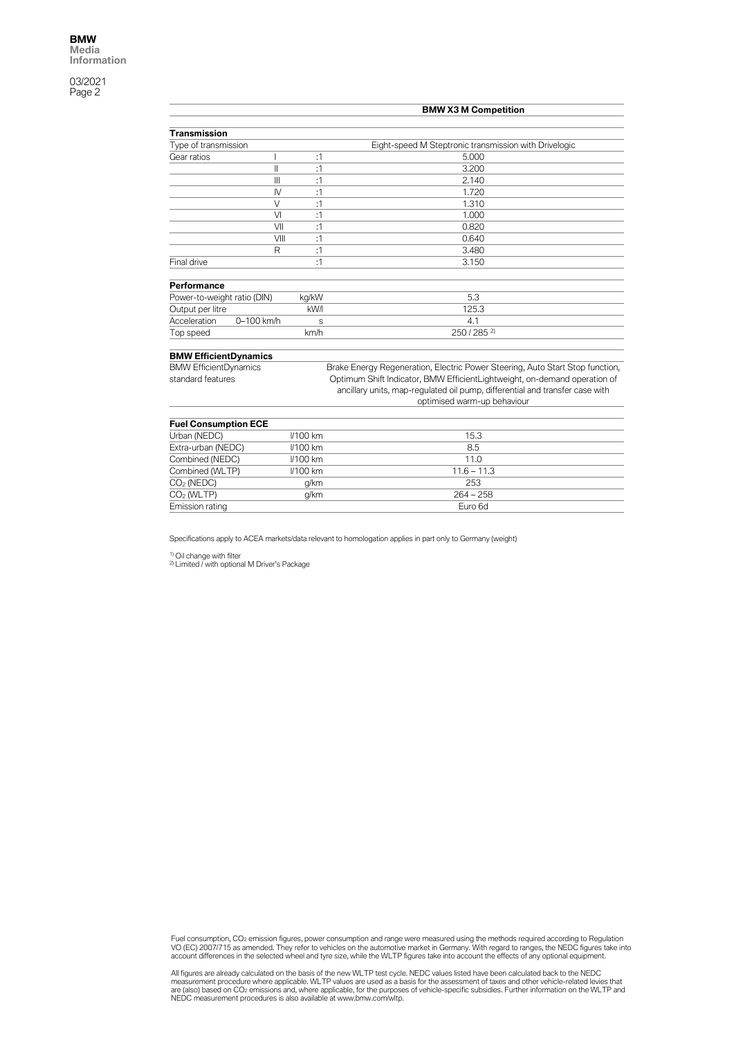| | | | BMW X3 M Competition |
|---|---|---|---|
| **Transmission** | | | |
| Type of transmission | | | Eight-speed M Steptronic transmission with Drivelogic |
| Gear ratios | I | :1 | 5.000 |
| | II | :1 | 3.200 |
| | III | :1 | 2.140 |
| | IV | :1 | 1.720 |
| | V | :1 | 1.310 |
| | VI | :1 | 1.000 |
| | VII | :1 | 0.820 |
| | VIII | :1 | 0.640 |
| | R | :1 | 3.480 |
| Final drive | | :1 | 3.150 |
| **Performance** | | | |
| Power-to-weight ratio (DIN) | | kg/kW | 5.3 |
| Output per litre | | kW/l | 125.3 |
| Acceleration | 0–100 km/h | s | 4.1 |
| Top speed | | km/h | 250 / 285 [2] |
| **BMW EfficientDynamics** | | | |
| BMW EfficientDynamics standard features | | | Brake Energy Regeneration, Electric Power Steering, Auto Start Stop function, Optimum Shift Indicator, BMW EfficientLightweight, on-demand operation of ancillary units, map-regulated oil pump, differential and transfer case with optimised warm-up behaviour |
| **Fuel Consumption ECE** | | | |
| Urban (NEDC) | | l/100 km | 15.3 |
| Extra-urban (NEDC) | | l/100 km | 8.5 |
| Combined (NEDC) | | l/100 km | 11.0 |
| Combined (WLTP) | | l/100 km | 11.6 – 11.3 |
| $CO_2$ (NEDC) | | g/km | 253 |
| $CO_2$ (WLTP) | | g/km | 264 – 258 |
| Emission rating | | | Euro 6d |

Specifications apply to ACEA markets/data relevant to homologation applies in part only to Germany (weight)

[1] Oil change with filter
[2] Limited / with optional M Driver's Package

Fuel consumption, $CO_2$ emission figures, power consumption and range were measured using the methods required according to Regulation VO (EC) 2007/715 as amended. They refer to vehicles on the automotive market in Germany. With regard to ranges, the NEDC figures take into account differences in the selected wheel and tyre size, while the WLTP figures take into account the effects of any optional equipment.

All figures are already calculated on the basis of the new WLTP test cycle. NEDC values listed have been calculated back to the NEDC measurement procedure where applicable. WLTP values are used as a basis for the assessment of taxes and other vehicle-related levies that are (also) based on $CO_2$ emissions and, where applicable, for the purposes of vehicle-specific subsidies. Further information on the WLTP and NEDC measurement procedures is also available at www.bmw.com/wltp.